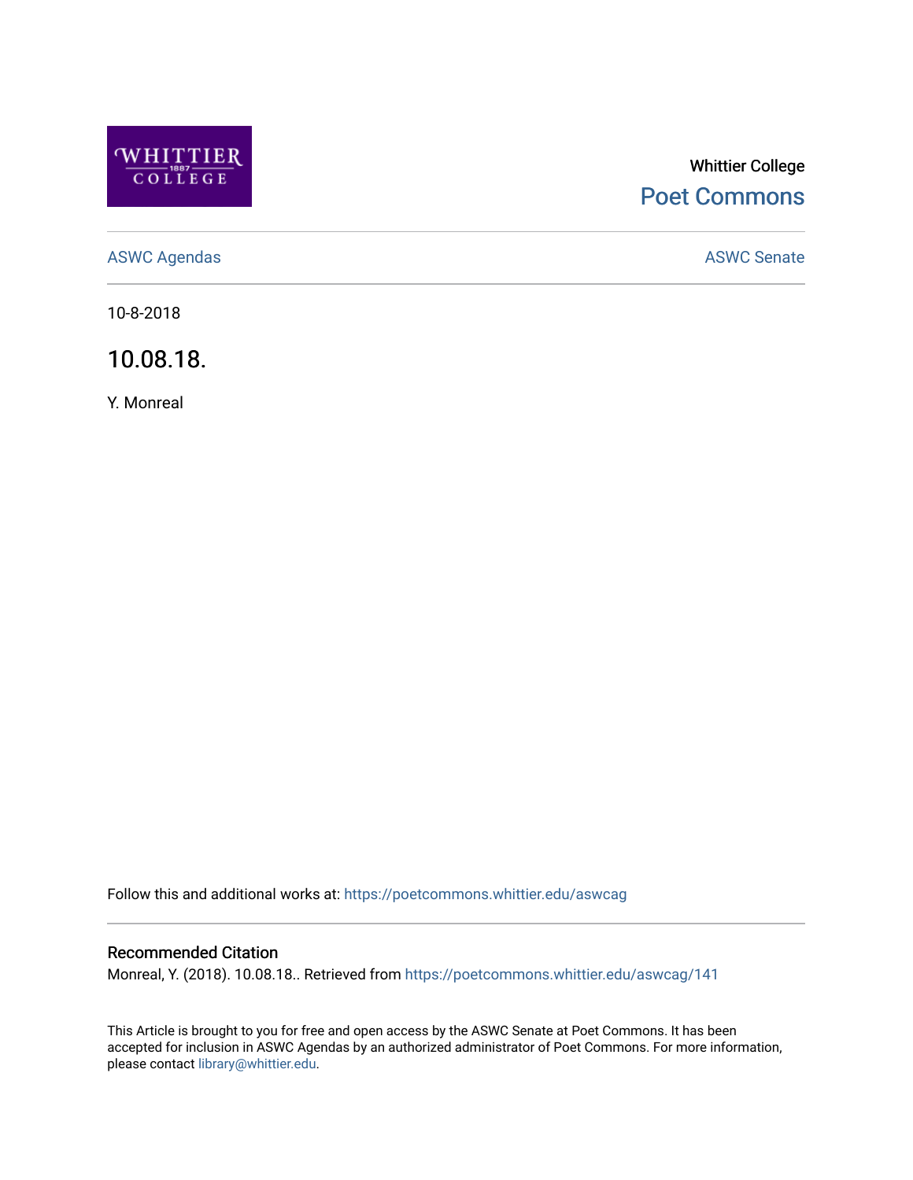Whittier College

Poet Commons

ASWC Agendas

ASWC Senate

10-8-2018

# 10.08.18.

Y. Monreal

Follow this and additional works at: https://poetcommons.whittier.edu/aswcag

## Recommended Citation

Monreal, Y. (2018). 10.08.18.. Retrieved from https://poetcommons.whittier.edu/aswcag/141

This Article is brought to you for free and open access by the ASWC Senate at Poet Commons. It has been accepted for inclusion in ASWC Agendas by an authorized administrator of Poet Commons. For more information, please contact library@whittier.edu.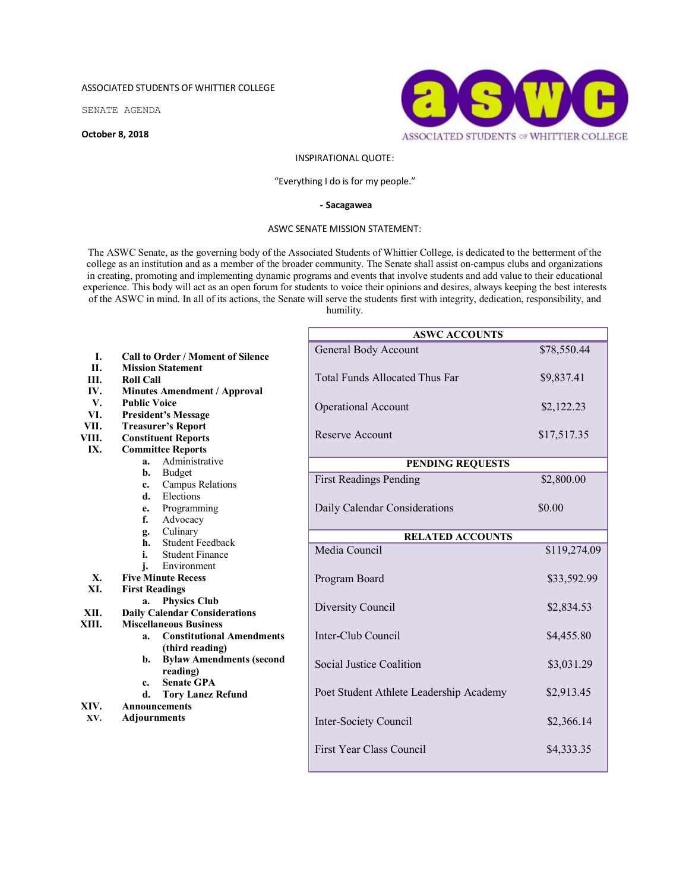ASSOCIATED STUDENTS OF WHITTIER COLLEGE

SENATE AGENDA

**October 8, 2018**

ASSOCIATED STUDENTS OF WHITTIER COLLEGE

INSPIRATIONAL QUOTE:

"Everything I do is for my people."

**- Sacagawea**

ASWC SENATE MISSION STATEMENT:

The ASWC Senate, as the governing body of the Associated Students of Whittier College, is dedicated to the betterment of the college as an institution and as a member of the broader community. The Senate shall assist on-campus clubs and organizations in creating, promoting and implementing dynamic programs and events that involve students and add value to their educational experience. This body will act as an open forum for students to voice their opinions and desires, always keeping the best interests of the ASWC in mind. In all of its actions, the Senate will serve the students first with integrity, dedication, responsibility, and humility.

- **I. Call to Order / Moment of Silence**
- **II. Mission Statement**
- **III. Roll Call**
- **IV. Minutes Amendment / Approval**
- **V. Public Voice**
- **VI. President's Message**
- **VII. Treasurer's Report**
- **VIII. Constituent Reports**
- **IX. Committee Reports**
  - **a.** Administrative
  - **b.** Budget
  - **c.** Campus Relations
  - **d.** Elections
  - **e.** Programming
  - **f.** Advocacy
  - **g.** Culinary
  - **h.** Student Feedback
  - **i.** Student Finance
  - **j.** Environment
- **X. Five Minute Recess**
- **XI. First Readings**
  - **a. Physics Club**
- **XII. Daily Calendar Considerations**
- **XIII. Miscellaneous Business**
  - **a. Constitutional Amendments (third reading)**
  - **b. Bylaw Amendments (second reading)**
  - **c. Senate GPA**
  - **d. Tory Lanez Refund**
- **XIV. Announcements**
- **XV. Adjournments**

| **ASWC ACCOUNTS** | |
|---|---|
| General Body Account | $78,550.44 |
| Total Funds Allocated Thus Far | $9,837.41 |
| Operational Account | $2,122.23 |
| Reserve Account | $17,517.35 |
| **PENDING REQUESTS** | |
| First Readings Pending | $2,800.00 |
| Daily Calendar Considerations | $0.00 |
| **RELATED ACCOUNTS** | |
| Media Council | $119,274.09 |
| Program Board | $33,592.99 |
| Diversity Council | $2,834.53 |
| Inter-Club Council | $4,455.80 |
| Social Justice Coalition | $3,031.29 |
| Poet Student Athlete Leadership Academy | $2,913.45 |
| Inter-Society Council | $2,366.14 |
| First Year Class Council | $4,333.35 |